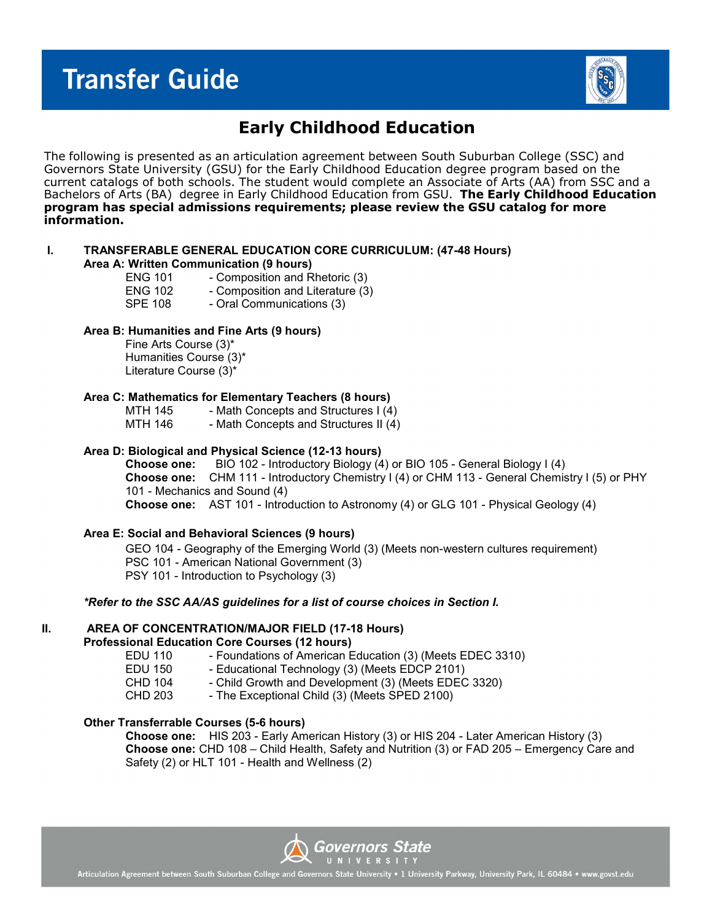# Transfer Guide

## Early Childhood Education

The following is presented as an articulation agreement between South Suburban College (SSC) and Governors State University (GSU) for the Early Childhood Education degree program based on the current catalogs of both schools. The student would complete an Associate of Arts (AA) from SSC and a Bachelors of Arts (BA) degree in Early Childhood Education from GSU. **The Early Childhood Education program has special admissions requirements; please review the GSU catalog for more information.**

### I. TRANSFERABLE GENERAL EDUCATION CORE CURRICULUM: (47-48 Hours)

**Area A: Written Communication (9 hours)**

- ENG 101 - Composition and Rhetoric (3)
- ENG 102 - Composition and Literature (3)
- SPE 108 - Oral Communications (3)

**Area B: Humanities and Fine Arts (9 hours)**

- Fine Arts Course (3)*
- Humanities Course (3)*
- Literature Course (3)*

**Area C: Mathematics for Elementary Teachers (8 hours)**

- MTH 145 - Math Concepts and Structures I (4)
- MTH 146 - Math Concepts and Structures II (4)

**Area D: Biological and Physical Science (12-13 hours)**

- **Choose one:** BIO 102 - Introductory Biology (4) or BIO 105 - General Biology I (4)
- **Choose one:** CHM 111 - Introductory Chemistry I (4) or CHM 113 - General Chemistry I (5) or PHY 101 - Mechanics and Sound (4)
- **Choose one:** AST 101 - Introduction to Astronomy (4) or GLG 101 - Physical Geology (4)

**Area E: Social and Behavioral Sciences (9 hours)**

- GEO 104 - Geography of the Emerging World (3) (Meets non-western cultures requirement)
- PSC 101 - American National Government (3)
- PSY 101 - Introduction to Psychology (3)

***Refer to the SSC AA/AS guidelines for a list of course choices in Section I.***

### II. AREA OF CONCENTRATION/MAJOR FIELD (17-18 Hours)

**Professional Education Core Courses (12 hours)**

- EDU 110 - Foundations of American Education (3) (Meets EDEC 3310)
- EDU 150 - Educational Technology (3) (Meets EDCP 2101)
- CHD 104 - Child Growth and Development (3) (Meets EDEC 3320)
- CHD 203 - The Exceptional Child (3) (Meets SPED 2100)

**Other Transferrable Courses (5-6 hours)**

- **Choose one:** HIS 203 - Early American History (3) or HIS 204 - Later American History (3)
- **Choose one:** CHD 108 – Child Health, Safety and Nutrition (3) or FAD 205 – Emergency Care and Safety (2) or HLT 101 - Health and Wellness (2)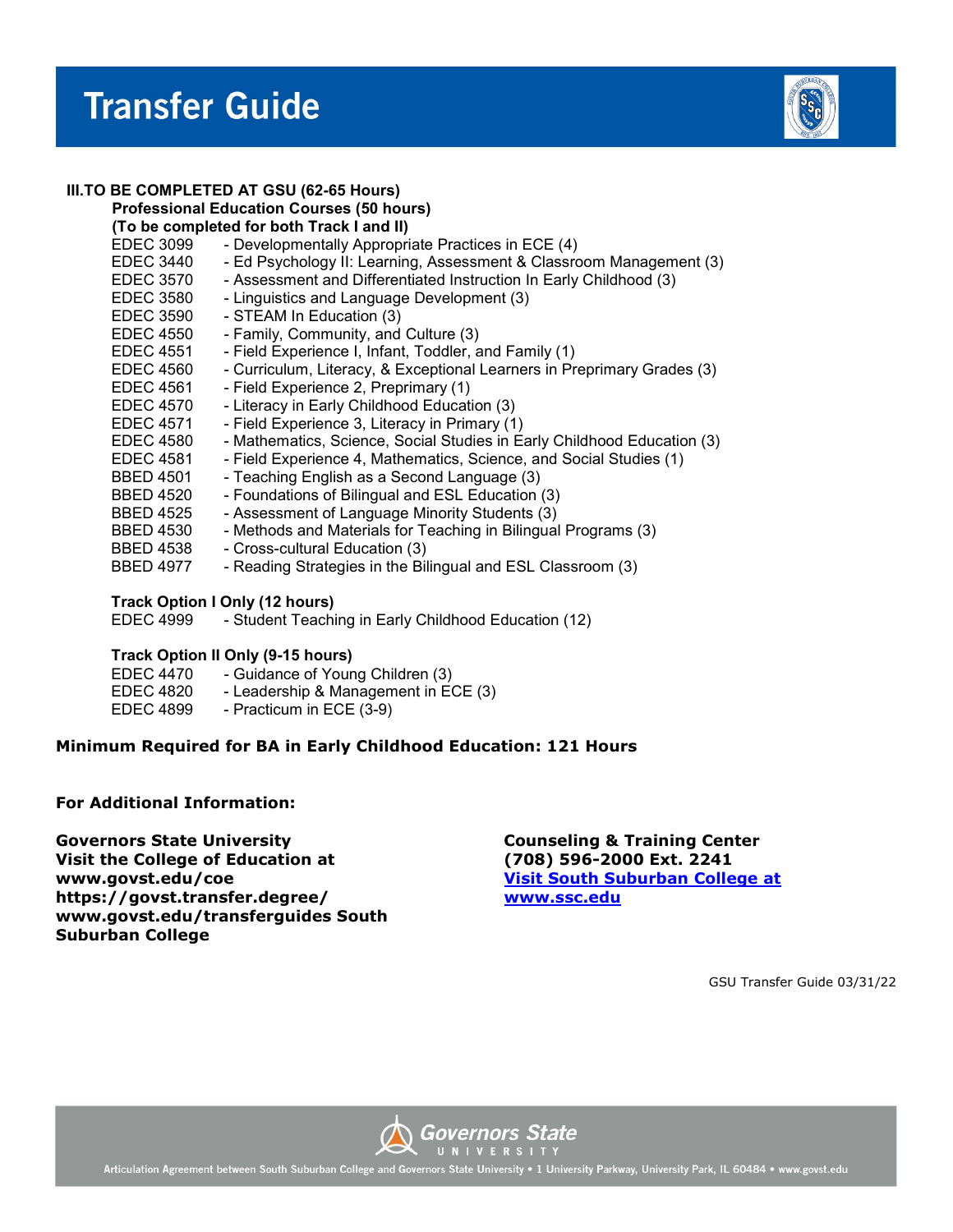# Transfer Guide

## III. TO BE COMPLETED AT GSU (62-65 Hours)

### Professional Education Courses (50 hours)
### (To be completed for both Track I and II)

| | |
|---|---|
| EDEC 3099 | - Developmentally Appropriate Practices in ECE (4) |
| EDEC 3440 | - Ed Psychology II: Learning, Assessment & Classroom Management (3) |
| EDEC 3570 | - Assessment and Differentiated Instruction In Early Childhood (3) |
| EDEC 3580 | - Linguistics and Language Development (3) |
| EDEC 3590 | - STEAM In Education (3) |
| EDEC 4550 | - Family, Community, and Culture (3) |
| EDEC 4551 | - Field Experience I, Infant, Toddler, and Family (1) |
| EDEC 4560 | - Curriculum, Literacy, & Exceptional Learners in Preprimary Grades (3) |
| EDEC 4561 | - Field Experience 2, Preprimary (1) |
| EDEC 4570 | - Literacy in Early Childhood Education (3) |
| EDEC 4571 | - Field Experience 3, Literacy in Primary (1) |
| EDEC 4580 | - Mathematics, Science, Social Studies in Early Childhood Education (3) |
| EDEC 4581 | - Field Experience 4, Mathematics, Science, and Social Studies (1) |
| BBED 4501 | - Teaching English as a Second Language (3) |
| BBED 4520 | - Foundations of Bilingual and ESL Education (3) |
| BBED 4525 | - Assessment of Language Minority Students (3) |
| BBED 4530 | - Methods and Materials for Teaching in Bilingual Programs (3) |
| BBED 4538 | - Cross-cultural Education (3) |
| BBED 4977 | - Reading Strategies in the Bilingual and ESL Classroom (3) |

### Track Option I Only (12 hours)

| | |
|---|---|
| EDEC 4999 | - Student Teaching in Early Childhood Education (12) |

### Track Option II Only (9-15 hours)

| | |
|---|---|
| EDEC 4470 | - Guidance of Young Children (3) |
| EDEC 4820 | - Leadership & Management in ECE (3) |
| EDEC 4899 | - Practicum in ECE (3-9) |

**Minimum Required for BA in Early Childhood Education: 121 Hours**

**For Additional Information:**

**Governors State University**
**Visit the College of Education at**
**www.govst.edu/coe**
**https://govst.transfer.degree/**
**www.govst.edu/transferguides South Suburban College**

**Counseling & Training Center**
**(708) 596-2000 Ext. 2241**
**Visit South Suburban College at**
**www.ssc.edu**

GSU Transfer Guide 03/31/22

Articulation Agreement between South Suburban College and Governors State University • 1 University Parkway, University Park, IL 60484 • www.govst.edu